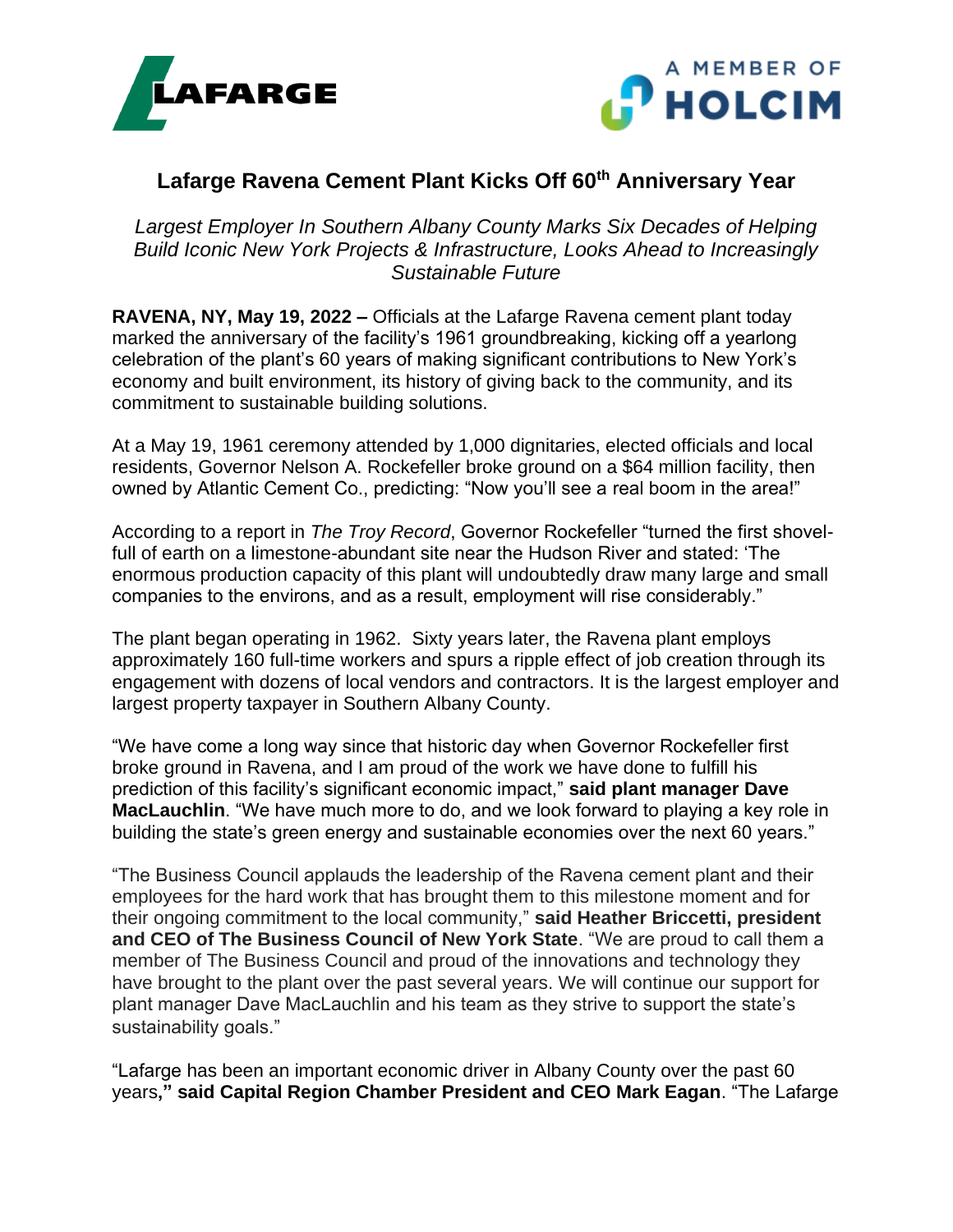# Lafarge Ravena Cement Plant Kicks Off 60th Anniversary Year

*Largest Employer In Southern Albany County Marks Six Decades of Helping Build Iconic New York Projects & Infrastructure, Looks Ahead to Increasingly Sustainable Future*

**RAVENA, NY, May 19, 2022 –** Officials at the Lafarge Ravena cement plant today marked the anniversary of the facility's 1961 groundbreaking, kicking off a yearlong celebration of the plant's 60 years of making significant contributions to New York's economy and built environment, its history of giving back to the community, and its commitment to sustainable building solutions.

At a May 19, 1961 ceremony attended by 1,000 dignitaries, elected officials and local residents, Governor Nelson A. Rockefeller broke ground on a $64 million facility, then owned by Atlantic Cement Co., predicting: "Now you'll see a real boom in the area!"

According to a report in *The Troy Record*, Governor Rockefeller "turned the first shovel-full of earth on a limestone-abundant site near the Hudson River and stated: 'The enormous production capacity of this plant will undoubtedly draw many large and small companies to the environs, and as a result, employment will rise considerably."

The plant began operating in 1962. Sixty years later, the Ravena plant employs approximately 160 full-time workers and spurs a ripple effect of job creation through its engagement with dozens of local vendors and contractors. It is the largest employer and largest property taxpayer in Southern Albany County.

"We have come a long way since that historic day when Governor Rockefeller first broke ground in Ravena, and I am proud of the work we have done to fulfill his prediction of this facility's significant economic impact," **said plant manager Dave MacLauchlin**. "We have much more to do, and we look forward to playing a key role in building the state's green energy and sustainable economies over the next 60 years."

"The Business Council applauds the leadership of the Ravena cement plant and their employees for the hard work that has brought them to this milestone moment and for their ongoing commitment to the local community," **said Heather Briccetti, president and CEO of The Business Council of New York State**. "We are proud to call them a member of The Business Council and proud of the innovations and technology they have brought to the plant over the past several years. We will continue our support for plant manager Dave MacLauchlin and his team as they strive to support the state's sustainability goals."

"Lafarge has been an important economic driver in Albany County over the past 60 years**," said Capital Region Chamber President and CEO Mark Eagan**. "The Lafarge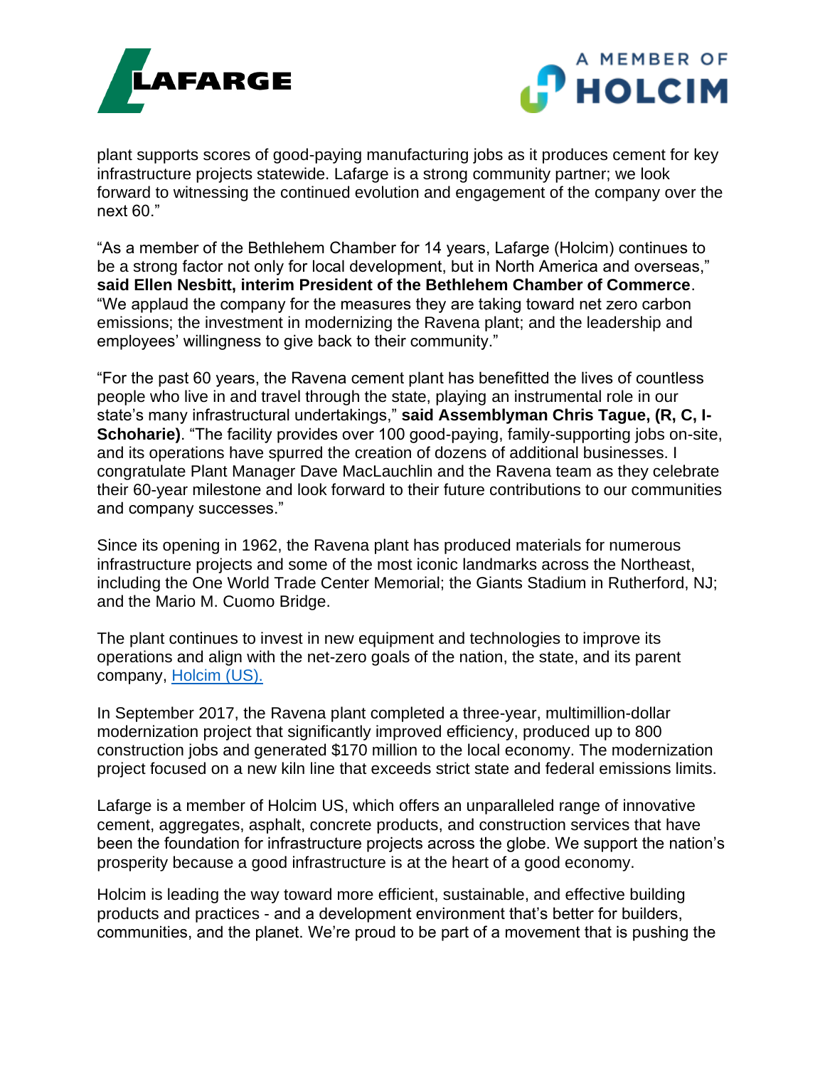plant supports scores of good-paying manufacturing jobs as it produces cement for key infrastructure projects statewide. Lafarge is a strong community partner; we look forward to witnessing the continued evolution and engagement of the company over the next 60."

"As a member of the Bethlehem Chamber for 14 years, Lafarge (Holcim) continues to be a strong factor not only for local development, but in North America and overseas," **said Ellen Nesbitt, interim President of the Bethlehem Chamber of Commerce**. "We applaud the company for the measures they are taking toward net zero carbon emissions; the investment in modernizing the Ravena plant; and the leadership and employees' willingness to give back to their community."

"For the past 60 years, the Ravena cement plant has benefitted the lives of countless people who live in and travel through the state, playing an instrumental role in our state's many infrastructural undertakings," **said Assemblyman Chris Tague, (R, C, I-Schoharie)**. "The facility provides over 100 good-paying, family-supporting jobs on-site, and its operations have spurred the creation of dozens of additional businesses. I congratulate Plant Manager Dave MacLauchlin and the Ravena team as they celebrate their 60-year milestone and look forward to their future contributions to our communities and company successes."

Since its opening in 1962, the Ravena plant has produced materials for numerous infrastructure projects and some of the most iconic landmarks across the Northeast, including the One World Trade Center Memorial; the Giants Stadium in Rutherford, NJ; and the Mario M. Cuomo Bridge.

The plant continues to invest in new equipment and technologies to improve its operations and align with the net-zero goals of the nation, the state, and its parent company, Holcim (US).

In September 2017, the Ravena plant completed a three-year, multimillion-dollar modernization project that significantly improved efficiency, produced up to 800 construction jobs and generated $170 million to the local economy. The modernization project focused on a new kiln line that exceeds strict state and federal emissions limits.

Lafarge is a member of Holcim US, which offers an unparalleled range of innovative cement, aggregates, asphalt, concrete products, and construction services that have been the foundation for infrastructure projects across the globe. We support the nation's prosperity because a good infrastructure is at the heart of a good economy.

Holcim is leading the way toward more efficient, sustainable, and effective building products and practices - and a development environment that's better for builders, communities, and the planet. We're proud to be part of a movement that is pushing the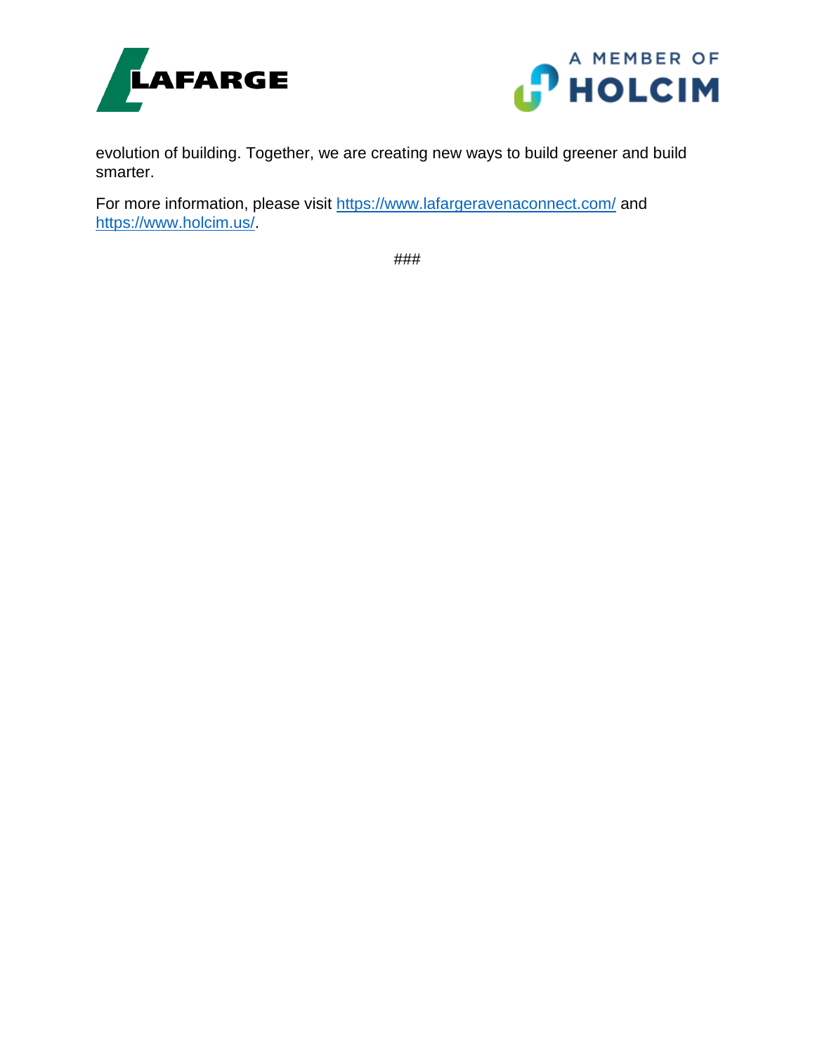evolution of building. Together, we are creating new ways to build greener and build smarter.

For more information, please visit https://www.lafargeravenaconnect.com/ and https://www.holcim.us/.

###